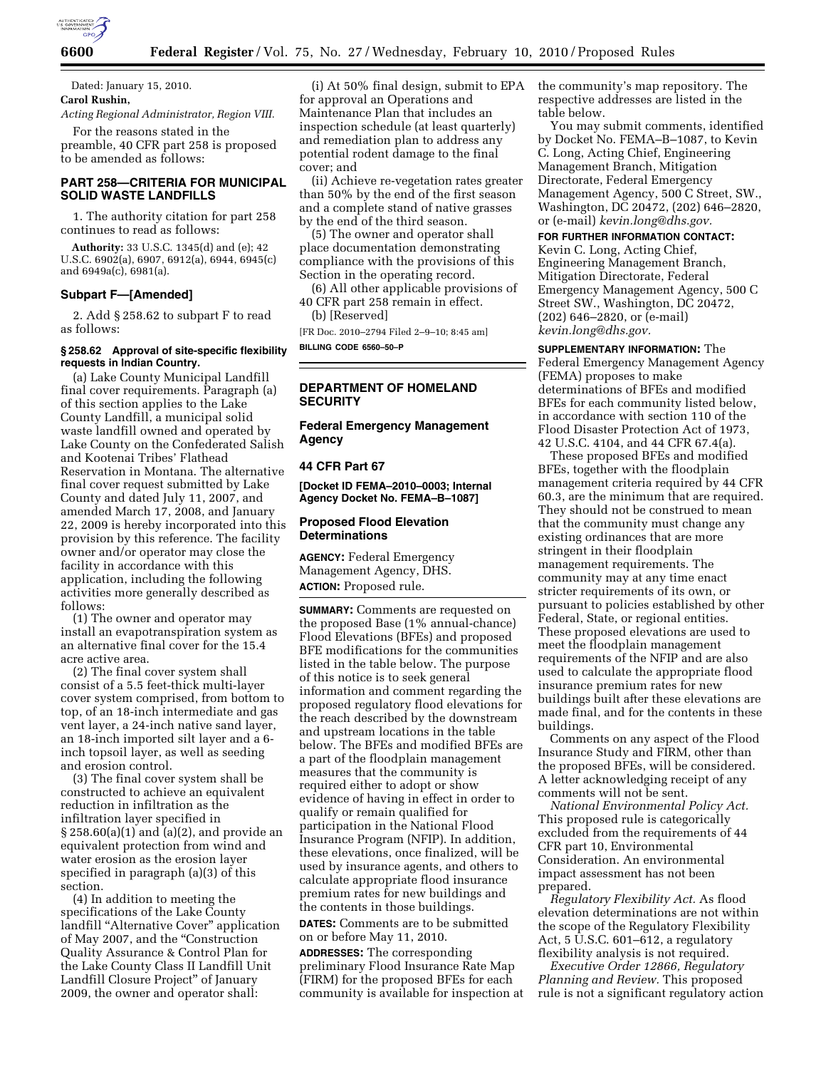Dated: January 15, 2010.

**Carol Rushin,**

*Acting Regional Administrator, Region VIII.*

For the reasons stated in the preamble, 40 CFR part 258 is proposed to be amended as follows:

## PART 258—CRITERIA FOR MUNICIPAL SOLID WASTE LANDFILLS

1. The authority citation for part 258 continues to read as follows:

**Authority:** 33 U.S.C. 1345(d) and (e); 42 U.S.C. 6902(a), 6907, 6912(a), 6944, 6945(c) and 6949a(c), 6981(a).

### Subpart F—[Amended]

2. Add § 258.62 to subpart F to read as follows:

#### § 258.62 Approval of site-specific flexibility requests in Indian Country.

(a) Lake County Municipal Landfill final cover requirements. Paragraph (a) of this section applies to the Lake County Landfill, a municipal solid waste landfill owned and operated by Lake County on the Confederated Salish and Kootenai Tribes' Flathead Reservation in Montana. The alternative final cover request submitted by Lake County and dated July 11, 2007, and amended March 17, 2008, and January 22, 2009 is hereby incorporated into this provision by this reference. The facility owner and/or operator may close the facility in accordance with this application, including the following activities more generally described as follows:

(1) The owner and operator may install an evapotranspiration system as an alternative final cover for the 15.4 acre active area.

(2) The final cover system shall consist of a 5.5 feet-thick multi-layer cover system comprised, from bottom to top, of an 18-inch intermediate and gas vent layer, a 24-inch native sand layer, an 18-inch imported silt layer and a 6-inch topsoil layer, as well as seeding and erosion control.

(3) The final cover system shall be constructed to achieve an equivalent reduction in infiltration as the infiltration layer specified in § 258.60(a)(1) and (a)(2), and provide an equivalent protection from wind and water erosion as the erosion layer specified in paragraph (a)(3) of this section.

(4) In addition to meeting the specifications of the Lake County landfill "Alternative Cover" application of May 2007, and the "Construction Quality Assurance & Control Plan for the Lake County Class II Landfill Unit Landfill Closure Project" of January 2009, the owner and operator shall:

(i) At 50% final design, submit to EPA for approval an Operations and Maintenance Plan that includes an inspection schedule (at least quarterly) and remediation plan to address any potential rodent damage to the final cover; and

(ii) Achieve re-vegetation rates greater than 50% by the end of the first season and a complete stand of native grasses by the end of the third season.

(5) The owner and operator shall place documentation demonstrating compliance with the provisions of this Section in the operating record.

(6) All other applicable provisions of 40 CFR part 258 remain in effect.

(b) [Reserved]

[FR Doc. 2010–2794 Filed 2–9–10; 8:45 am]

**BILLING CODE 6560–50–P**

---

## DEPARTMENT OF HOMELAND SECURITY

## Federal Emergency Management Agency

## 44 CFR Part 67

**[Docket ID FEMA–2010–0003; Internal Agency Docket No. FEMA–B–1087]**

## Proposed Flood Elevation Determinations

**AGENCY:** Federal Emergency Management Agency, DHS.

**ACTION:** Proposed rule.

**SUMMARY:** Comments are requested on the proposed Base (1% annual-chance) Flood Elevations (BFEs) and proposed BFE modifications for the communities listed in the table below. The purpose of this notice is to seek general information and comment regarding the proposed regulatory flood elevations for the reach described by the downstream and upstream locations in the table below. The BFEs and modified BFEs are a part of the floodplain management measures that the community is required either to adopt or show evidence of having in effect in order to qualify or remain qualified for participation in the National Flood Insurance Program (NFIP). In addition, these elevations, once finalized, will be used by insurance agents, and others to calculate appropriate flood insurance premium rates for new buildings and the contents in those buildings.

**DATES:** Comments are to be submitted on or before May 11, 2010.

**ADDRESSES:** The corresponding preliminary Flood Insurance Rate Map (FIRM) for the proposed BFEs for each community is available for inspection at the community's map repository. The respective addresses are listed in the table below.

You may submit comments, identified by Docket No. FEMA–B–1087, to Kevin C. Long, Acting Chief, Engineering Management Branch, Mitigation Directorate, Federal Emergency Management Agency, 500 C Street, SW., Washington, DC 20472, (202) 646–2820, or (e-mail) *kevin.long@dhs.gov.*

**FOR FURTHER INFORMATION CONTACT:** Kevin C. Long, Acting Chief, Engineering Management Branch, Mitigation Directorate, Federal Emergency Management Agency, 500 C Street SW., Washington, DC 20472, (202) 646–2820, or (e-mail) *kevin.long@dhs.gov.*

**SUPPLEMENTARY INFORMATION:** The Federal Emergency Management Agency (FEMA) proposes to make determinations of BFEs and modified BFEs for each community listed below, in accordance with section 110 of the Flood Disaster Protection Act of 1973, 42 U.S.C. 4104, and 44 CFR 67.4(a).

These proposed BFEs and modified BFEs, together with the floodplain management criteria required by 44 CFR 60.3, are the minimum that are required. They should not be construed to mean that the community must change any existing ordinances that are more stringent in their floodplain management requirements. The community may at any time enact stricter requirements of its own, or pursuant to policies established by other Federal, State, or regional entities. These proposed elevations are used to meet the floodplain management requirements of the NFIP and are also used to calculate the appropriate flood insurance premium rates for new buildings built after these elevations are made final, and for the contents in these buildings.

Comments on any aspect of the Flood Insurance Study and FIRM, other than the proposed BFEs, will be considered. A letter acknowledging receipt of any comments will not be sent.

*National Environmental Policy Act.* This proposed rule is categorically excluded from the requirements of 44 CFR part 10, Environmental Consideration. An environmental impact assessment has not been prepared.

*Regulatory Flexibility Act.* As flood elevation determinations are not within the scope of the Regulatory Flexibility Act, 5 U.S.C. 601–612, a regulatory flexibility analysis is not required.

*Executive Order 12866, Regulatory Planning and Review.* This proposed rule is not a significant regulatory action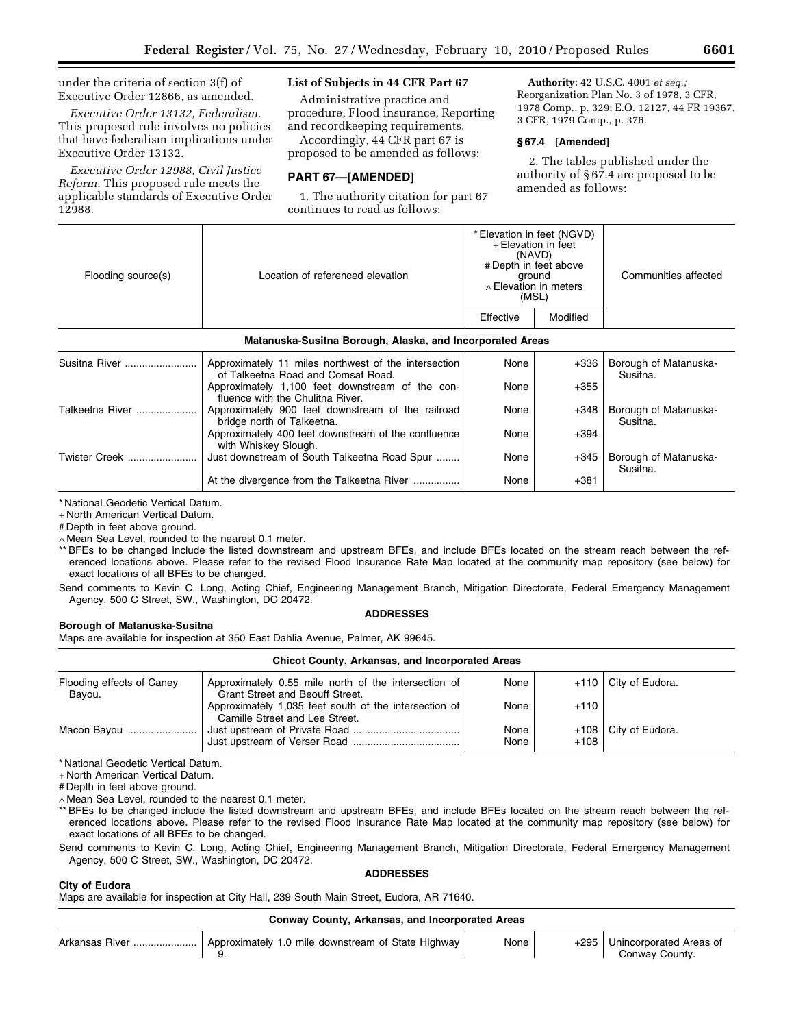under the criteria of section 3(f) of Executive Order 12866, as amended.

*Executive Order 13132, Federalism.* This proposed rule involves no policies that have federalism implications under Executive Order 13132.

*Executive Order 12988, Civil Justice Reform.* This proposed rule meets the applicable standards of Executive Order 12988.

**List of Subjects in 44 CFR Part 67**

Administrative practice and procedure, Flood insurance, Reporting and recordkeeping requirements.

Accordingly, 44 CFR part 67 is proposed to be amended as follows:

## PART 67—[AMENDED]

1. The authority citation for part 67 continues to read as follows:

**Authority:** 42 U.S.C. 4001 *et seq.;* Reorganization Plan No. 3 of 1978, 3 CFR, 1978 Comp., p. 329; E.O. 12127, 44 FR 19367, 3 CFR, 1979 Comp., p. 376.

### § 67.4 [Amended]

2. The tables published under the authority of § 67.4 are proposed to be amended as follows:

| Flooding source(s) | Location of referenced elevation | * Elevation in feet (NGVD) + Elevation in feet (NAVD) # Depth in feet above ground ∧ Elevation in meters (MSL) | | Communities affected |
|---|---|---|---|---|
| | | Effective | Modified | |
| **Matanuska-Susitna Borough, Alaska, and Incorporated Areas** | | | | |
| Susitna River | Approximately 11 miles northwest of the intersection of Talkeetna Road and Comsat Road. | None | +336 | Borough of Matanuska-Susitna. |
| | Approximately 1,100 feet downstream of the confluence with the Chulitna River. | None | +355 | |
| Talkeetna River | Approximately 900 feet downstream of the railroad bridge north of Talkeetna. | None | +348 | Borough of Matanuska-Susitna. |
| | Approximately 400 feet downstream of the confluence with Whiskey Slough. | None | +394 | |
| Twister Creek | Just downstream of South Talkeetna Road Spur | None | +345 | Borough of Matanuska-Susitna. |
| | At the divergence from the Talkeetna River | None | +381 | |

* National Geodetic Vertical Datum.
+ North American Vertical Datum.
# Depth in feet above ground.
∧ Mean Sea Level, rounded to the nearest 0.1 meter.
** BFEs to be changed include the listed downstream and upstream BFEs, and include BFEs located on the stream reach between the referenced locations above. Please refer to the revised Flood Insurance Rate Map located at the community map repository (see below) for exact locations of all BFEs to be changed.

Send comments to Kevin C. Long, Acting Chief, Engineering Management Branch, Mitigation Directorate, Federal Emergency Management Agency, 500 C Street, SW., Washington, DC 20472.

**ADDRESSES**

**Borough of Matanuska-Susitna**

Maps are available for inspection at 350 East Dahlia Avenue, Palmer, AK 99645.

| Flooding source(s) | Location of referenced elevation | Effective | Modified | Communities affected |
|---|---|---|---|---|
| **Chicot County, Arkansas, and Incorporated Areas** | | | | |
| Flooding effects of Caney Bayou. | Approximately 0.55 mile north of the intersection of Grant Street and Beouff Street. | None | +110 | City of Eudora. |
| | Approximately 1,035 feet south of the intersection of Camille Street and Lee Street. | None | +110 | |
| Macon Bayou | Just upstream of Private Road | None | +108 | City of Eudora. |
| | Just upstream of Verser Road | None | +108 | |

* National Geodetic Vertical Datum.
+ North American Vertical Datum.
# Depth in feet above ground.
∧ Mean Sea Level, rounded to the nearest 0.1 meter.
** BFEs to be changed include the listed downstream and upstream BFEs, and include BFEs located on the stream reach between the referenced locations above. Please refer to the revised Flood Insurance Rate Map located at the community map repository (see below) for exact locations of all BFEs to be changed.

Send comments to Kevin C. Long, Acting Chief, Engineering Management Branch, Mitigation Directorate, Federal Emergency Management Agency, 500 C Street, SW., Washington, DC 20472.

**ADDRESSES**

**City of Eudora**

Maps are available for inspection at City Hall, 239 South Main Street, Eudora, AR 71640.

| Flooding source(s) | Location of referenced elevation | Effective | Modified | Communities affected |
|---|---|---|---|---|
| **Conway County, Arkansas, and Incorporated Areas** | | | | |
| Arkansas River | Approximately 1.0 mile downstream of State Highway 9. | None | +295 | Unincorporated Areas of Conway County. |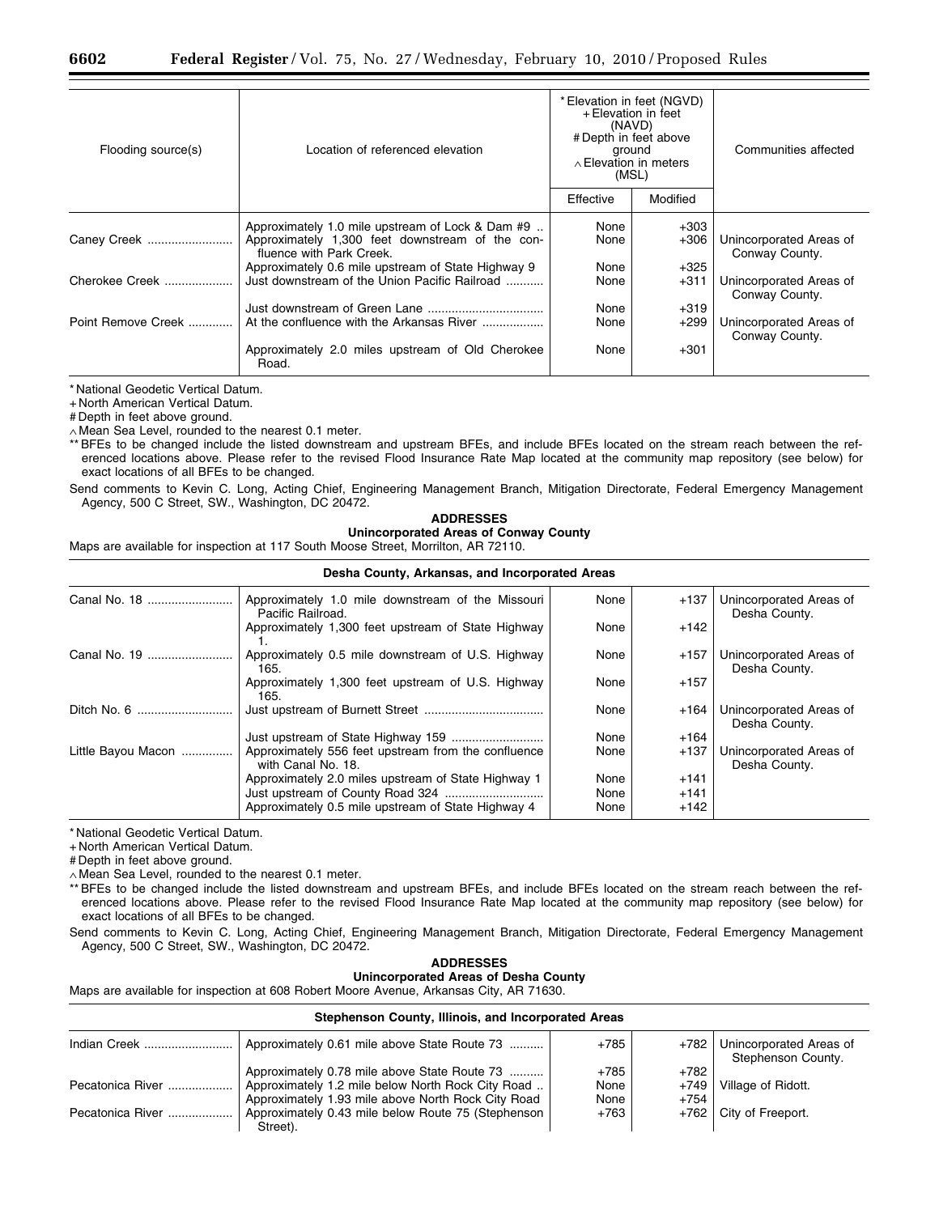| Flooding source(s) | Location of referenced elevation | * Elevation in feet (NGVD) + Elevation in feet (NAVD) # Depth in feet above ground ∧ Elevation in meters (MSL) | | Communities affected |
|---|---|---|---|---|
| | | Effective | Modified | |
| | Approximately 1.0 mile upstream of Lock & Dam #9 .. | None | +303 | |
| Caney Creek ......................... | Approximately 1,300 feet downstream of the confluence with Park Creek. | None | +306 | Unincorporated Areas of Conway County. |
| | Approximately 0.6 mile upstream of State Highway 9 | None | +325 | |
| Cherokee Creek .................... | Just downstream of the Union Pacific Railroad ........... | None | +311 | Unincorporated Areas of Conway County. |
| | Just downstream of Green Lane ................................. | None | +319 | |
| Point Remove Creek ............. | At the confluence with the Arkansas River .................. | None | +299 | Unincorporated Areas of Conway County. |
| | Approximately 2.0 miles upstream of Old Cherokee Road. | None | +301 | |

\* National Geodetic Vertical Datum.

\+ North American Vertical Datum.

\# Depth in feet above ground.

∧ Mean Sea Level, rounded to the nearest 0.1 meter.

** BFEs to be changed include the listed downstream and upstream BFEs, and include BFEs located on the stream reach between the referenced locations above. Please refer to the revised Flood Insurance Rate Map located at the community map repository (see below) for exact locations of all BFEs to be changed.

Send comments to Kevin C. Long, Acting Chief, Engineering Management Branch, Mitigation Directorate, Federal Emergency Management Agency, 500 C Street, SW., Washington, DC 20472.

**ADDRESSES**

**Unincorporated Areas of Conway County**

Maps are available for inspection at 117 South Moose Street, Morrilton, AR 72110.

| **Desha County, Arkansas, and Incorporated Areas** | | | | |
|---|---|---|---|---|
| Canal No. 18 ......................... | Approximately 1.0 mile downstream of the Missouri Pacific Railroad. | None | +137 | Unincorporated Areas of Desha County. |
| | Approximately 1,300 feet upstream of State Highway 1. | None | +142 | |
| Canal No. 19 ......................... | Approximately 0.5 mile downstream of U.S. Highway 165. | None | +157 | Unincorporated Areas of Desha County. |
| | Approximately 1,300 feet upstream of U.S. Highway 165. | None | +157 | |
| Ditch No. 6 ............................ | Just upstream of Burnett Street ................................... | None | +164 | Unincorporated Areas of Desha County. |
| | Just upstream of State Highway 159 ........................... | None | +164 | |
| Little Bayou Macon ............... | Approximately 556 feet upstream from the confluence with Canal No. 18. | None | +137 | Unincorporated Areas of Desha County. |
| | Approximately 2.0 miles upstream of State Highway 1 | None | +141 | |
| | Just upstream of County Road 324 ............................. | None | +141 | |
| | Approximately 0.5 mile upstream of State Highway 4 | None | +142 | |

\* National Geodetic Vertical Datum.

\+ North American Vertical Datum.

\# Depth in feet above ground.

∧ Mean Sea Level, rounded to the nearest 0.1 meter.

** BFEs to be changed include the listed downstream and upstream BFEs, and include BFEs located on the stream reach between the referenced locations above. Please refer to the revised Flood Insurance Rate Map located at the community map repository (see below) for exact locations of all BFEs to be changed.

Send comments to Kevin C. Long, Acting Chief, Engineering Management Branch, Mitigation Directorate, Federal Emergency Management Agency, 500 C Street, SW., Washington, DC 20472.

**ADDRESSES**

**Unincorporated Areas of Desha County**

Maps are available for inspection at 608 Robert Moore Avenue, Arkansas City, AR 71630.

| **Stephenson County, Illinois, and Incorporated Areas** | | | | |
|---|---|---|---|---|
| Indian Creek .......................... | Approximately 0.61 mile above State Route 73 .......... | +785 | +782 | Unincorporated Areas of Stephenson County. |
| | Approximately 0.78 mile above State Route 73 .......... | +785 | +782 | |
| Pecatonica River ................... | Approximately 1.2 mile below North Rock City Road .. | None | +749 | Village of Ridott. |
| | Approximately 1.93 mile above North Rock City Road | None | +754 | |
| Pecatonica River ................... | Approximately 0.43 mile below Route 75 (Stephenson Street). | +763 | +762 | City of Freeport. |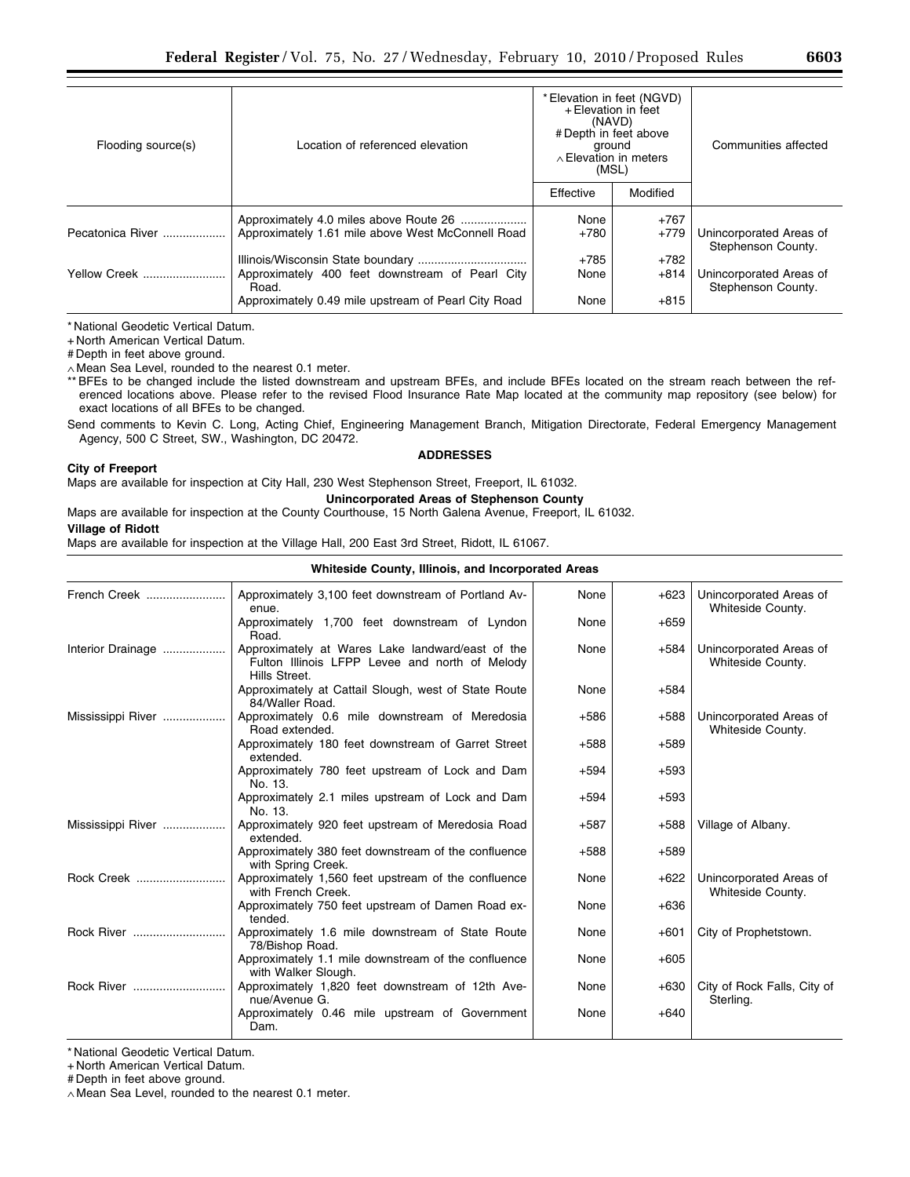| Flooding source(s) | Location of referenced elevation | * Elevation in feet (NGVD) + Elevation in feet (NAVD) # Depth in feet above ground ∧ Elevation in meters (MSL) | | Communities affected |
|---|---|---|---|---|
| | | Effective | Modified | |
| | Approximately 4.0 miles above Route 26 | None | +767 | |
| Pecatonica River | Approximately 1.61 mile above West McConnell Road | +780 | +779 | Unincorporated Areas of Stephenson County. |
| | Illinois/Wisconsin State boundary | +785 | +782 | |
| Yellow Creek | Approximately 400 feet downstream of Pearl City Road. | None | +814 | Unincorporated Areas of Stephenson County. |
| | Approximately 0.49 mile upstream of Pearl City Road | None | +815 | |

\* National Geodetic Vertical Datum.

\+ North American Vertical Datum.

\# Depth in feet above ground.

∧ Mean Sea Level, rounded to the nearest 0.1 meter.

** BFEs to be changed include the listed downstream and upstream BFEs, and include BFEs located on the stream reach between the referenced locations above. Please refer to the revised Flood Insurance Rate Map located at the community map repository (see below) for exact locations of all BFEs to be changed.

Send comments to Kevin C. Long, Acting Chief, Engineering Management Branch, Mitigation Directorate, Federal Emergency Management Agency, 500 C Street, SW., Washington, DC 20472.

**ADDRESSES**

**City of Freeport**

Maps are available for inspection at City Hall, 230 West Stephenson Street, Freeport, IL 61032.

**Unincorporated Areas of Stephenson County**

Maps are available for inspection at the County Courthouse, 15 North Galena Avenue, Freeport, IL 61032.

**Village of Ridott**

Maps are available for inspection at the Village Hall, 200 East 3rd Street, Ridott, IL 61067.

**Whiteside County, Illinois, and Incorporated Areas**

| Flooding source(s) | Location of referenced elevation | Effective | Modified | Communities affected |
|---|---|---|---|---|
| French Creek | Approximately 3,100 feet downstream of Portland Avenue. | None | +623 | Unincorporated Areas of Whiteside County. |
| | Approximately 1,700 feet downstream of Lyndon Road. | None | +659 | |
| Interior Drainage | Approximately at Wares Lake landward/east of the Fulton Illinois LFPP Levee and north of Melody Hills Street. | None | +584 | Unincorporated Areas of Whiteside County. |
| | Approximately at Cattail Slough, west of State Route 84/Waller Road. | None | +584 | |
| Mississippi River | Approximately 0.6 mile downstream of Meredosia Road extended. | +586 | +588 | Unincorporated Areas of Whiteside County. |
| | Approximately 180 feet downstream of Garret Street extended. | +588 | +589 | |
| | Approximately 780 feet upstream of Lock and Dam No. 13. | +594 | +593 | |
| | Approximately 2.1 miles upstream of Lock and Dam No. 13. | +594 | +593 | |
| Mississippi River | Approximately 920 feet upstream of Meredosia Road extended. | +587 | +588 | Village of Albany. |
| | Approximately 380 feet downstream of the confluence with Spring Creek. | +588 | +589 | |
| Rock Creek | Approximately 1,560 feet upstream of the confluence with French Creek. | None | +622 | Unincorporated Areas of Whiteside County. |
| | Approximately 750 feet upstream of Damen Road extended. | None | +636 | |
| Rock River | Approximately 1.6 mile downstream of State Route 78/Bishop Road. | None | +601 | City of Prophetstown. |
| | Approximately 1.1 mile downstream of the confluence with Walker Slough. | None | +605 | |
| Rock River | Approximately 1,820 feet downstream of 12th Avenue/Avenue G. | None | +630 | City of Rock Falls, City of Sterling. |
| | Approximately 0.46 mile upstream of Government Dam. | None | +640 | |

\* National Geodetic Vertical Datum.

\+ North American Vertical Datum.

\# Depth in feet above ground.

∧ Mean Sea Level, rounded to the nearest 0.1 meter.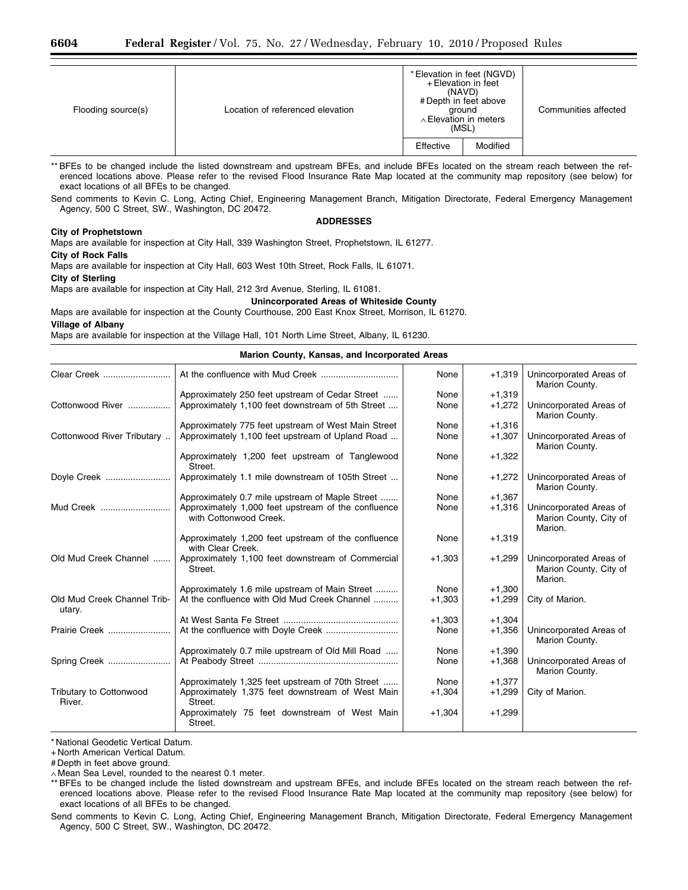| Flooding source(s) | Location of referenced elevation | * Elevation in feet (NGVD) + Elevation in feet (NAVD) # Depth in feet above ground ∧ Elevation in meters (MSL) | | Communities affected |
|---|---|---|---|---|
| | | Effective | Modified | |

** BFEs to be changed include the listed downstream and upstream BFEs, and include BFEs located on the stream reach between the referenced locations above. Please refer to the revised Flood Insurance Rate Map located at the community map repository (see below) for exact locations of all BFEs to be changed.

Send comments to Kevin C. Long, Acting Chief, Engineering Management Branch, Mitigation Directorate, Federal Emergency Management Agency, 500 C Street, SW., Washington, DC 20472.

**ADDRESSES**

**City of Prophetstown**

Maps are available for inspection at City Hall, 339 Washington Street, Prophetstown, IL 61277.

**City of Rock Falls**

Maps are available for inspection at City Hall, 603 West 10th Street, Rock Falls, IL 61071.

**City of Sterling**

Maps are available for inspection at City Hall, 212 3rd Avenue, Sterling, IL 61081.

**Unincorporated Areas of Whiteside County**

Maps are available for inspection at the County Courthouse, 200 East Knox Street, Morrison, IL 61270.

**Village of Albany**

Maps are available for inspection at the Village Hall, 101 North Lime Street, Albany, IL 61230.

**Marion County, Kansas, and Incorporated Areas**

| Flooding source(s) | Location of referenced elevation | Effective | Modified | Communities affected |
|---|---|---|---|---|
| Clear Creek | At the confluence with Mud Creek | None | +1,319 | Unincorporated Areas of Marion County. |
| | Approximately 250 feet upstream of Cedar Street | None | +1,319 | |
| Cottonwood River | Approximately 1,100 feet downstream of 5th Street | None | +1,272 | Unincorporated Areas of Marion County. |
| | Approximately 775 feet upstream of West Main Street | None | +1,316 | |
| Cottonwood River Tributary | Approximately 1,100 feet upstream of Upland Road | None | +1,307 | Unincorporated Areas of Marion County. |
| | Approximately 1,200 feet upstream of Tanglewood Street. | None | +1,322 | |
| Doyle Creek | Approximately 1.1 mile downstream of 105th Street | None | +1,272 | Unincorporated Areas of Marion County. |
| | Approximately 0.7 mile upstream of Maple Street | None | +1,367 | |
| Mud Creek | Approximately 1,000 feet upstream of the confluence with Cottonwood Creek. | None | +1,316 | Unincorporated Areas of Marion County, City of Marion. |
| | Approximately 1,200 feet upstream of the confluence with Clear Creek. | None | +1,319 | |
| Old Mud Creek Channel | Approximately 1,100 feet downstream of Commercial Street. | +1,303 | +1,299 | Unincorporated Areas of Marion County, City of Marion. |
| | Approximately 1.6 mile upstream of Main Street | None | +1,300 | |
| Old Mud Creek Channel Tributary. | At the confluence with Old Mud Creek Channel | +1,303 | +1,299 | City of Marion. |
| | At West Santa Fe Street | +1,303 | +1,304 | |
| Prairie Creek | At the confluence with Doyle Creek | None | +1,356 | Unincorporated Areas of Marion County. |
| | Approximately 0.7 mile upstream of Old Mill Road | None | +1,390 | |
| Spring Creek | At Peabody Street | None | +1,368 | Unincorporated Areas of Marion County. |
| | Approximately 1,325 feet upstream of 70th Street | None | +1,377 | |
| Tributary to Cottonwood River. | Approximately 1,375 feet downstream of West Main Street. | +1,304 | +1,299 | City of Marion. |
| | Approximately 75 feet downstream of West Main Street. | +1,304 | +1,299 | |

* National Geodetic Vertical Datum.

+ North American Vertical Datum.

# Depth in feet above ground.

∧ Mean Sea Level, rounded to the nearest 0.1 meter.

** BFEs to be changed include the listed downstream and upstream BFEs, and include BFEs located on the stream reach between the referenced locations above. Please refer to the revised Flood Insurance Rate Map located at the community map repository (see below) for exact locations of all BFEs to be changed.

Send comments to Kevin C. Long, Acting Chief, Engineering Management Branch, Mitigation Directorate, Federal Emergency Management Agency, 500 C Street, SW., Washington, DC 20472.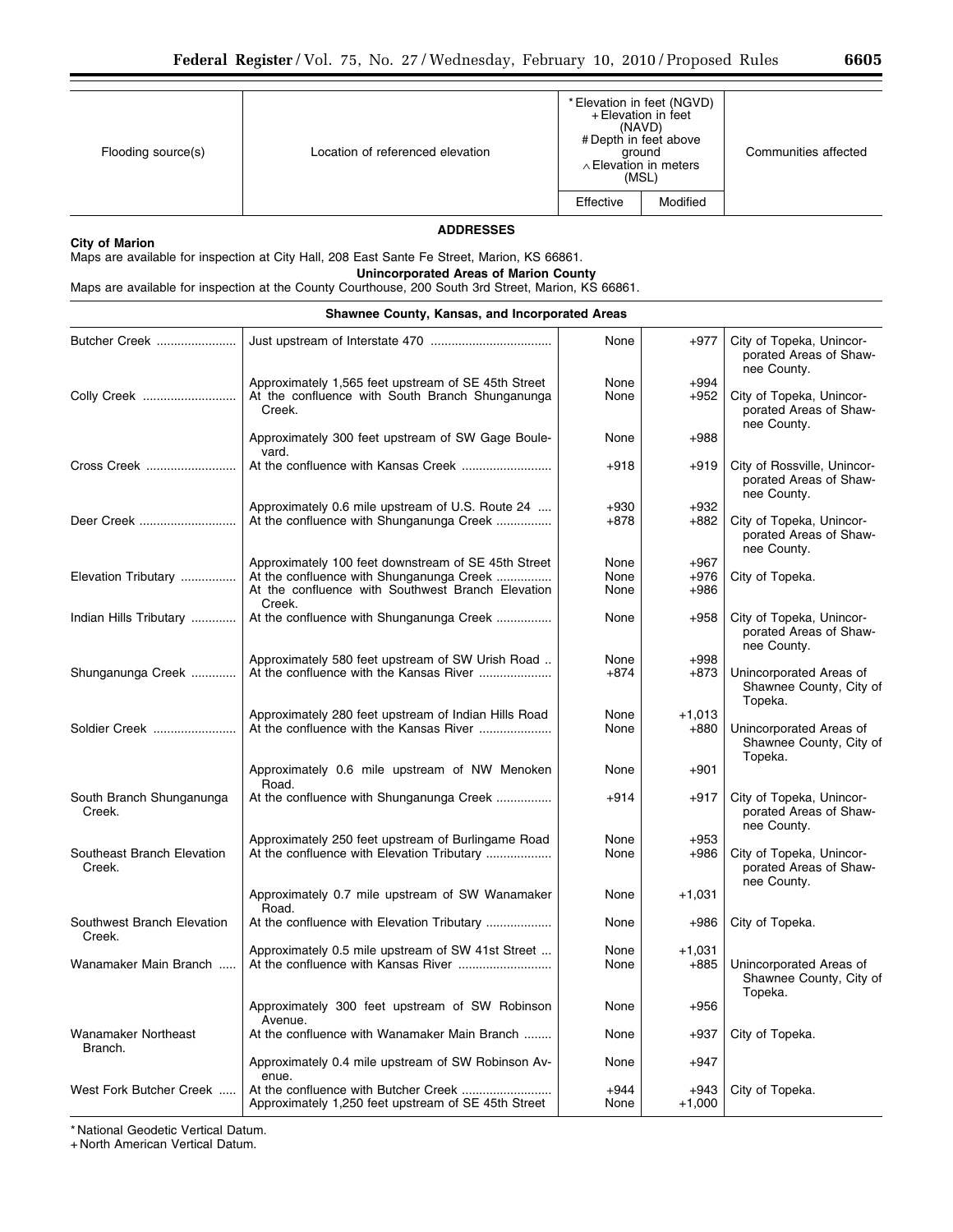| Flooding source(s) | Location of referenced elevation | * Elevation in feet (NGVD) + Elevation in feet (NAVD) # Depth in feet above ground ∧ Elevation in meters (MSL) | | Communities affected |
|---|---|---|---|---|
| | | Effective | Modified | |

**ADDRESSES**

**City of Marion**

Maps are available for inspection at City Hall, 208 East Sante Fe Street, Marion, KS 66861.

**Unincorporated Areas of Marion County**

Maps are available for inspection at the County Courthouse, 200 South 3rd Street, Marion, KS 66861.

| Shawnee County, Kansas, and Incorporated Areas | | | | |
|---|---|---|---|---|
| Butcher Creek | Just upstream of Interstate 470 | None | +977 | City of Topeka, Unincorporated Areas of Shawnee County. |
| | Approximately 1,565 feet upstream of SE 45th Street | None | +994 | |
| Colly Creek | At the confluence with South Branch Shunganunga Creek. | None | +952 | City of Topeka, Unincorporated Areas of Shawnee County. |
| | Approximately 300 feet upstream of SW Gage Boulevard. | None | +988 | |
| Cross Creek | At the confluence with Kansas Creek | +918 | +919 | City of Rossville, Unincorporated Areas of Shawnee County. |
| | Approximately 0.6 mile upstream of U.S. Route 24 | +930 | +932 | |
| Deer Creek | At the confluence with Shunganunga Creek | +878 | +882 | City of Topeka, Unincorporated Areas of Shawnee County. |
| | Approximately 100 feet downstream of SE 45th Street | None | +967 | |
| Elevation Tributary | At the confluence with Shunganunga Creek | None | +976 | City of Topeka. |
| | At the confluence with Southwest Branch Elevation Creek. | None | +986 | |
| Indian Hills Tributary | At the confluence with Shunganunga Creek | None | +958 | City of Topeka, Unincorporated Areas of Shawnee County. |
| | Approximately 580 feet upstream of SW Urish Road | None | +998 | |
| Shunganunga Creek | At the confluence with the Kansas River | +874 | +873 | Unincorporated Areas of Shawnee County, City of Topeka. |
| | Approximately 280 feet upstream of Indian Hills Road | None | +1,013 | |
| Soldier Creek | At the confluence with the Kansas River | None | +880 | Unincorporated Areas of Shawnee County, City of Topeka. |
| | Approximately 0.6 mile upstream of NW Menoken Road. | None | +901 | |
| South Branch Shunganunga Creek. | At the confluence with Shunganunga Creek | +914 | +917 | City of Topeka, Unincorporated Areas of Shawnee County. |
| | Approximately 250 feet upstream of Burlingame Road | None | +953 | |
| Southeast Branch Elevation Creek. | At the confluence with Elevation Tributary | None | +986 | City of Topeka, Unincorporated Areas of Shawnee County. |
| | Approximately 0.7 mile upstream of SW Wanamaker Road. | None | +1,031 | |
| Southwest Branch Elevation Creek. | At the confluence with Elevation Tributary | None | +986 | City of Topeka. |
| | Approximately 0.5 mile upstream of SW 41st Street | None | +1,031 | |
| Wanamaker Main Branch | At the confluence with Kansas River | None | +885 | Unincorporated Areas of Shawnee County, City of Topeka. |
| | Approximately 300 feet upstream of SW Robinson Avenue. | None | +956 | |
| Wanamaker Northeast Branch. | At the confluence with Wanamaker Main Branch | None | +937 | City of Topeka. |
| | Approximately 0.4 mile upstream of SW Robinson Avenue. | None | +947 | |
| West Fork Butcher Creek | At the confluence with Butcher Creek | +944 | +943 | City of Topeka. |
| | Approximately 1,250 feet upstream of SE 45th Street | None | +1,000 | |

\* National Geodetic Vertical Datum.

\+ North American Vertical Datum.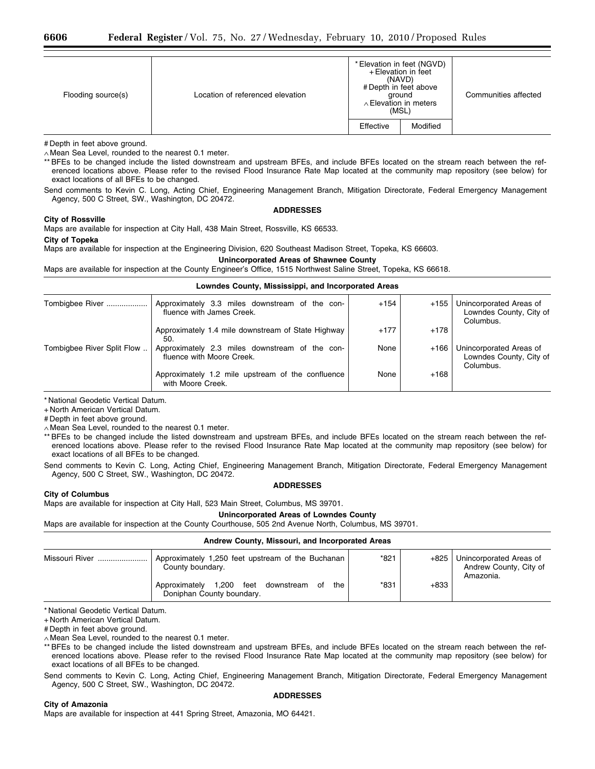| Flooding source(s) | Location of referenced elevation | * Elevation in feet (NGVD) + Elevation in feet (NAVD) # Depth in feet above ground ∧ Elevation in meters (MSL) | | Communities affected |
|---|---|---|---|---|
| | | Effective | Modified | |

# Depth in feet above ground.

∧ Mean Sea Level, rounded to the nearest 0.1 meter.

** BFEs to be changed include the listed downstream and upstream BFEs, and include BFEs located on the stream reach between the referenced locations above. Please refer to the revised Flood Insurance Rate Map located at the community map repository (see below) for exact locations of all BFEs to be changed.

Send comments to Kevin C. Long, Acting Chief, Engineering Management Branch, Mitigation Directorate, Federal Emergency Management Agency, 500 C Street, SW., Washington, DC 20472.

**ADDRESSES**

**City of Rossville**

Maps are available for inspection at City Hall, 438 Main Street, Rossville, KS 66533.

**City of Topeka**

Maps are available for inspection at the Engineering Division, 620 Southeast Madison Street, Topeka, KS 66603.

**Unincorporated Areas of Shawnee County**

Maps are available for inspection at the County Engineer's Office, 1515 Northwest Saline Street, Topeka, KS 66618.

**Lowndes County, Mississippi, and Incorporated Areas**

| Flooding source(s) | Location of referenced elevation | Effective | Modified | Communities affected |
|---|---|---|---|---|
| Tombigbee River | Approximately 3.3 miles downstream of the confluence with James Creek. | +154 | +155 | Unincorporated Areas of Lowndes County, City of Columbus. |
| | Approximately 1.4 mile downstream of State Highway 50. | +177 | +178 | |
| Tombigbee River Split Flow | Approximately 2.3 miles downstream of the confluence with Moore Creek. | None | +166 | Unincorporated Areas of Lowndes County, City of Columbus. |
| | Approximately 1.2 mile upstream of the confluence with Moore Creek. | None | +168 | |

* National Geodetic Vertical Datum.

+ North American Vertical Datum.

# Depth in feet above ground.

∧ Mean Sea Level, rounded to the nearest 0.1 meter.

** BFEs to be changed include the listed downstream and upstream BFEs, and include BFEs located on the stream reach between the referenced locations above. Please refer to the revised Flood Insurance Rate Map located at the community map repository (see below) for exact locations of all BFEs to be changed.

Send comments to Kevin C. Long, Acting Chief, Engineering Management Branch, Mitigation Directorate, Federal Emergency Management Agency, 500 C Street, SW., Washington, DC 20472.

**ADDRESSES**

**City of Columbus**

Maps are available for inspection at City Hall, 523 Main Street, Columbus, MS 39701.

**Unincorporated Areas of Lowndes County**

Maps are available for inspection at the County Courthouse, 505 2nd Avenue North, Columbus, MS 39701.

**Andrew County, Missouri, and Incorporated Areas**

| Flooding source(s) | Location of referenced elevation | Effective | Modified | Communities affected |
|---|---|---|---|---|
| Missouri River | Approximately 1,250 feet upstream of the Buchanan County boundary. | *821 | +825 | Unincorporated Areas of Andrew County, City of Amazonia. |
| | Approximately 1,200 feet downstream of the Doniphan County boundary. | *831 | +833 | |

* National Geodetic Vertical Datum.

+ North American Vertical Datum.

# Depth in feet above ground.

∧ Mean Sea Level, rounded to the nearest 0.1 meter.

** BFEs to be changed include the listed downstream and upstream BFEs, and include BFEs located on the stream reach between the referenced locations above. Please refer to the revised Flood Insurance Rate Map located at the community map repository (see below) for exact locations of all BFEs to be changed.

Send comments to Kevin C. Long, Acting Chief, Engineering Management Branch, Mitigation Directorate, Federal Emergency Management Agency, 500 C Street, SW., Washington, DC 20472.

**ADDRESSES**

**City of Amazonia**

Maps are available for inspection at 441 Spring Street, Amazonia, MO 64421.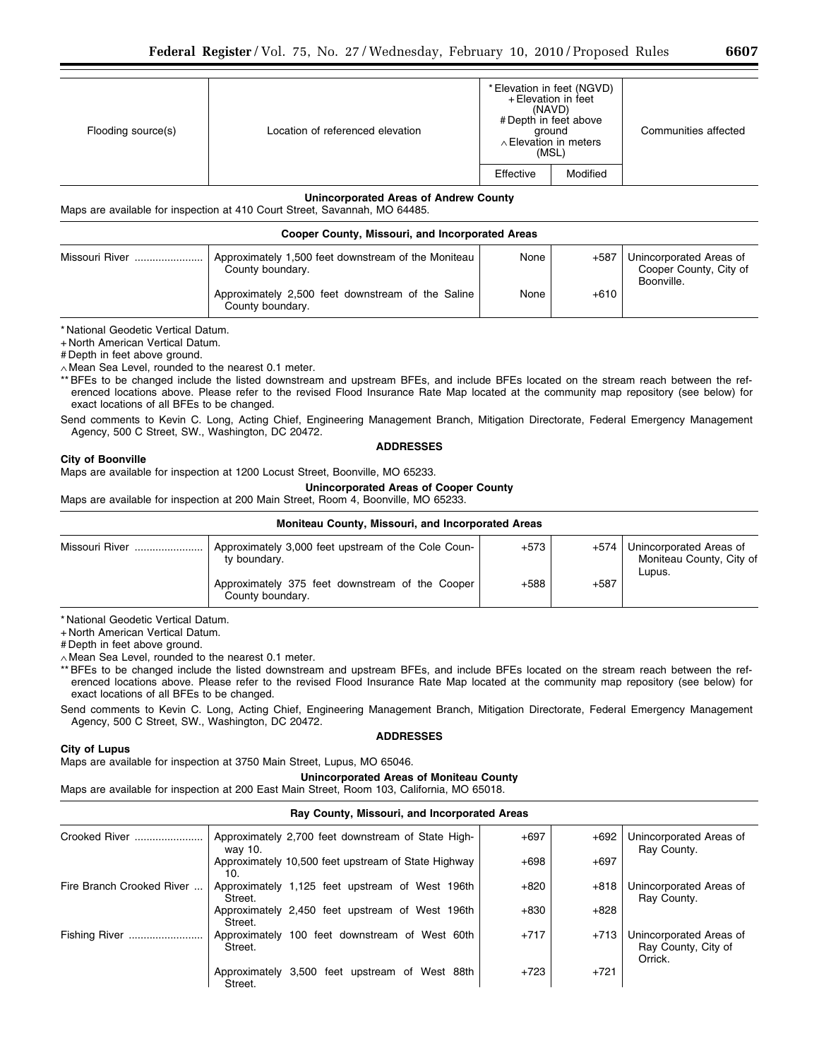| Flooding source(s) | Location of referenced elevation | * Elevation in feet (NGVD) + Elevation in feet (NAVD) # Depth in feet above ground ∧ Elevation in meters (MSL) | | Communities affected |
|---|---|---|---|---|
| | | Effective | Modified | |

**Unincorporated Areas of Andrew County**

Maps are available for inspection at 410 Court Street, Savannah, MO 64485.

| Flooding source(s) | Location of referenced elevation | Effective | Modified | Communities affected |
|---|---|---|---|---|
| **Cooper County, Missouri, and Incorporated Areas** | | | | |
| Missouri River | Approximately 1,500 feet downstream of the Moniteau County boundary. | None | +587 | Unincorporated Areas of Cooper County, City of Boonville. |
| | Approximately 2,500 feet downstream of the Saline County boundary. | None | +610 | |

\* National Geodetic Vertical Datum.

+ North American Vertical Datum.

# Depth in feet above ground.

∧ Mean Sea Level, rounded to the nearest 0.1 meter.

** BFEs to be changed include the listed downstream and upstream BFEs, and include BFEs located on the stream reach between the referenced locations above. Please refer to the revised Flood Insurance Rate Map located at the community map repository (see below) for exact locations of all BFEs to be changed.

Send comments to Kevin C. Long, Acting Chief, Engineering Management Branch, Mitigation Directorate, Federal Emergency Management Agency, 500 C Street, SW., Washington, DC 20472.

**ADDRESSES**

**City of Boonville**

Maps are available for inspection at 1200 Locust Street, Boonville, MO 65233.

**Unincorporated Areas of Cooper County**

Maps are available for inspection at 200 Main Street, Room 4, Boonville, MO 65233.

| Flooding source(s) | Location of referenced elevation | Effective | Modified | Communities affected |
|---|---|---|---|---|
| **Moniteau County, Missouri, and Incorporated Areas** | | | | |
| Missouri River | Approximately 3,000 feet upstream of the Cole County boundary. | +573 | +574 | Unincorporated Areas of Moniteau County, City of Lupus. |
| | Approximately 375 feet downstream of the Cooper County boundary. | +588 | +587 | |

\* National Geodetic Vertical Datum.

+ North American Vertical Datum.

# Depth in feet above ground.

∧ Mean Sea Level, rounded to the nearest 0.1 meter.

** BFEs to be changed include the listed downstream and upstream BFEs, and include BFEs located on the stream reach between the referenced locations above. Please refer to the revised Flood Insurance Rate Map located at the community map repository (see below) for exact locations of all BFEs to be changed.

Send comments to Kevin C. Long, Acting Chief, Engineering Management Branch, Mitigation Directorate, Federal Emergency Management Agency, 500 C Street, SW., Washington, DC 20472.

**ADDRESSES**

**City of Lupus**

Maps are available for inspection at 3750 Main Street, Lupus, MO 65046.

**Unincorporated Areas of Moniteau County**

Maps are available for inspection at 200 East Main Street, Room 103, California, MO 65018.

| Flooding source(s) | Location of referenced elevation | Effective | Modified | Communities affected |
|---|---|---|---|---|
| **Ray County, Missouri, and Incorporated Areas** | | | | |
| Crooked River | Approximately 2,700 feet downstream of State Highway 10. | +697 | +692 | Unincorporated Areas of Ray County. |
| | Approximately 10,500 feet upstream of State Highway 10. | +698 | +697 | |
| Fire Branch Crooked River | Approximately 1,125 feet upstream of West 196th Street. | +820 | +818 | Unincorporated Areas of Ray County. |
| | Approximately 2,450 feet upstream of West 196th Street. | +830 | +828 | |
| Fishing River | Approximately 100 feet downstream of West 60th Street. | +717 | +713 | Unincorporated Areas of Ray County, City of Orrick. |
| | Approximately 3,500 feet upstream of West 88th Street. | +723 | +721 | |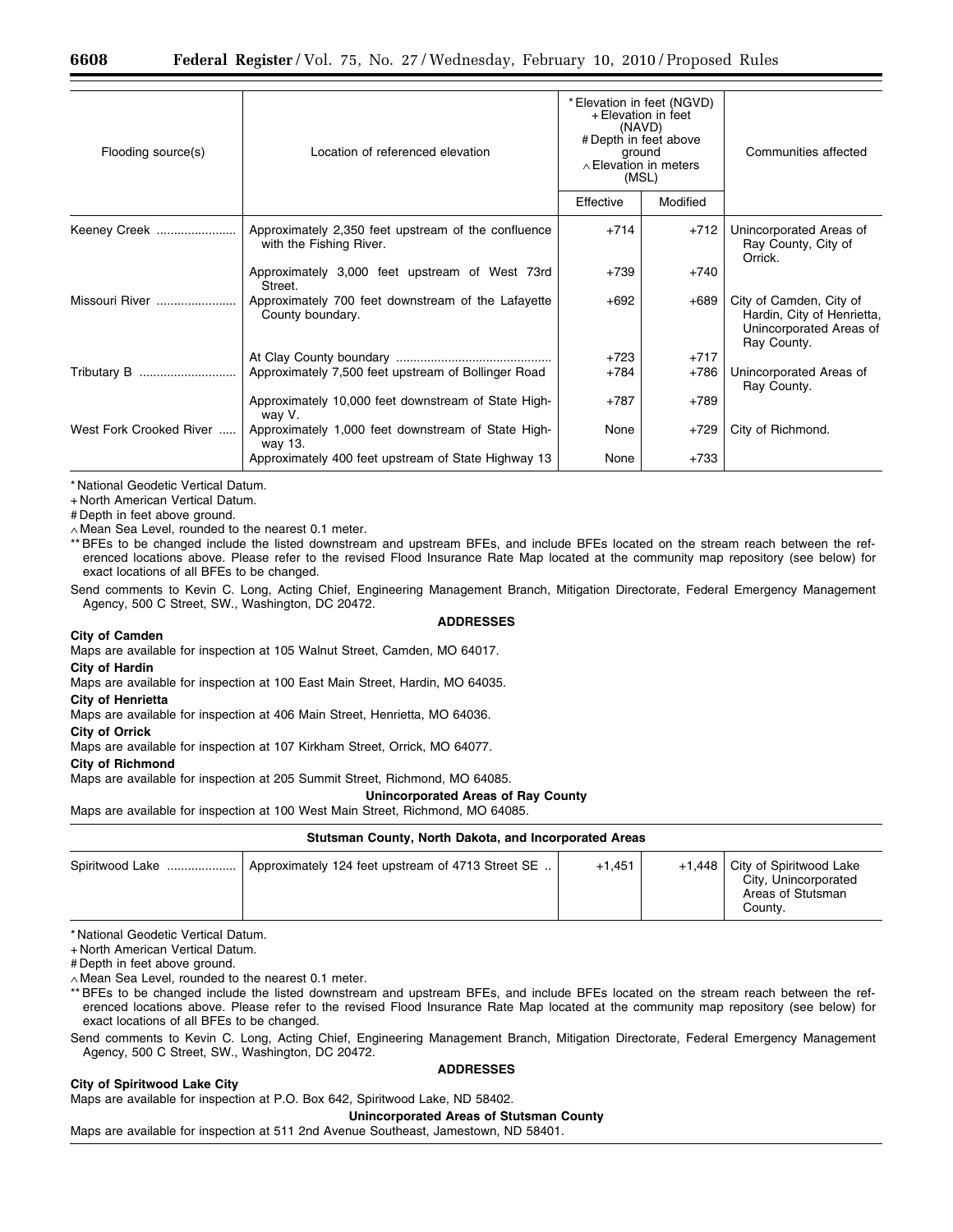| Flooding source(s) | Location of referenced elevation | * Elevation in feet (NGVD) + Elevation in feet (NAVD) # Depth in feet above ground ∧ Elevation in meters (MSL) | | Communities affected |
|---|---|---|---|---|
| | | Effective | Modified | |
| Keeney Creek ...................... | Approximately 2,350 feet upstream of the confluence with the Fishing River. | +714 | +712 | Unincorporated Areas of Ray County, City of Orrick. |
| | Approximately 3,000 feet upstream of West 73rd Street. | +739 | +740 | |
| Missouri River ...................... | Approximately 700 feet downstream of the Lafayette County boundary. | +692 | +689 | City of Camden, City of Hardin, City of Henrietta, Unincorporated Areas of Ray County. |
| | At Clay County boundary ............................................ | +723 | +717 | |
| Tributary B ........................... | Approximately 7,500 feet upstream of Bollinger Road | +784 | +786 | Unincorporated Areas of Ray County. |
| | Approximately 10,000 feet downstream of State Highway V. | +787 | +789 | |
| West Fork Crooked River ..... | Approximately 1,000 feet downstream of State Highway 13. | None | +729 | City of Richmond. |
| | Approximately 400 feet upstream of State Highway 13 | None | +733 | |

* National Geodetic Vertical Datum.

+ North American Vertical Datum.

# Depth in feet above ground.

∧ Mean Sea Level, rounded to the nearest 0.1 meter.

** BFEs to be changed include the listed downstream and upstream BFEs, and include BFEs located on the stream reach between the referenced locations above. Please refer to the revised Flood Insurance Rate Map located at the community map repository (see below) for exact locations of all BFEs to be changed.

Send comments to Kevin C. Long, Acting Chief, Engineering Management Branch, Mitigation Directorate, Federal Emergency Management Agency, 500 C Street, SW., Washington, DC 20472.

**ADDRESSES**

**City of Camden**

Maps are available for inspection at 105 Walnut Street, Camden, MO 64017.

**City of Hardin**

Maps are available for inspection at 100 East Main Street, Hardin, MO 64035.

**City of Henrietta**

Maps are available for inspection at 406 Main Street, Henrietta, MO 64036.

**City of Orrick**

Maps are available for inspection at 107 Kirkham Street, Orrick, MO 64077.

**City of Richmond**

Maps are available for inspection at 205 Summit Street, Richmond, MO 64085.

**Unincorporated Areas of Ray County**

Maps are available for inspection at 100 West Main Street, Richmond, MO 64085.

**Stutsman County, North Dakota, and Incorporated Areas**

| | | | | |
|---|---|---|---|---|
| Spiritwood Lake .................... | Approximately 124 feet upstream of 4713 Street SE .. | +1,451 | +1,448 | City of Spiritwood Lake City, Unincorporated Areas of Stutsman County. |

* National Geodetic Vertical Datum.

+ North American Vertical Datum.

# Depth in feet above ground.

∧ Mean Sea Level, rounded to the nearest 0.1 meter.

** BFEs to be changed include the listed downstream and upstream BFEs, and include BFEs located on the stream reach between the referenced locations above. Please refer to the revised Flood Insurance Rate Map located at the community map repository (see below) for exact locations of all BFEs to be changed.

Send comments to Kevin C. Long, Acting Chief, Engineering Management Branch, Mitigation Directorate, Federal Emergency Management Agency, 500 C Street, SW., Washington, DC 20472.

**ADDRESSES**

**City of Spiritwood Lake City**

Maps are available for inspection at P.O. Box 642, Spiritwood Lake, ND 58402.

**Unincorporated Areas of Stutsman County**

Maps are available for inspection at 511 2nd Avenue Southeast, Jamestown, ND 58401.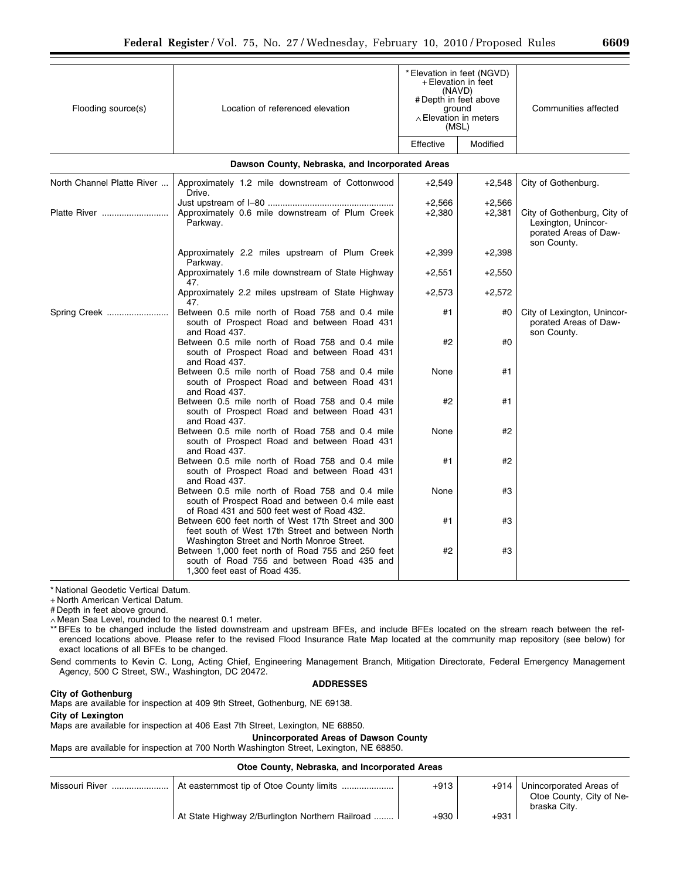| Flooding source(s) | Location of referenced elevation | * Elevation in feet (NGVD) + Elevation in feet (NAVD) # Depth in feet above ground ∧ Elevation in meters (MSL) | | Communities affected |
|---|---|---|---|---|
| | | Effective | Modified | |
| **Dawson County, Nebraska, and Incorporated Areas** | | | | |
| North Channel Platte River | Approximately 1.2 mile downstream of Cottonwood Drive. | +2,549 | +2,548 | City of Gothenburg. |
| | Just upstream of I–80 | +2,566 | +2,566 | |
| Platte River | Approximately 0.6 mile downstream of Plum Creek Parkway. | +2,380 | +2,381 | City of Gothenburg, City of Lexington, Unincorporated Areas of Dawson County. |
| | Approximately 2.2 miles upstream of Plum Creek Parkway. | +2,399 | +2,398 | |
| | Approximately 1.6 mile downstream of State Highway 47. | +2,551 | +2,550 | |
| | Approximately 2.2 miles upstream of State Highway 47. | +2,573 | +2,572 | |
| Spring Creek | Between 0.5 mile north of Road 758 and 0.4 mile south of Prospect Road and between Road 431 and Road 437. | #1 | #0 | City of Lexington, Unincorporated Areas of Dawson County. |
| | Between 0.5 mile north of Road 758 and 0.4 mile south of Prospect Road and between Road 431 and Road 437. | #2 | #0 | |
| | Between 0.5 mile north of Road 758 and 0.4 mile south of Prospect Road and between Road 431 and Road 437. | None | #1 | |
| | Between 0.5 mile north of Road 758 and 0.4 mile south of Prospect Road and between Road 431 and Road 437. | #2 | #1 | |
| | Between 0.5 mile north of Road 758 and 0.4 mile south of Prospect Road and between Road 431 and Road 437. | None | #2 | |
| | Between 0.5 mile north of Road 758 and 0.4 mile south of Prospect Road and between Road 431 and Road 437. | #1 | #2 | |
| | Between 0.5 mile north of Road 758 and 0.4 mile south of Prospect Road and between 0.4 mile east of Road 431 and 500 feet west of Road 432. | None | #3 | |
| | Between 600 feet north of West 17th Street and 300 feet south of West 17th Street and between North Washington Street and North Monroe Street. | #1 | #3 | |
| | Between 1,000 feet north of Road 755 and 250 feet south of Road 755 and between Road 435 and 1,300 feet east of Road 435. | #2 | #3 | |

\* National Geodetic Vertical Datum.

\+ North American Vertical Datum.

\# Depth in feet above ground.

∧ Mean Sea Level, rounded to the nearest 0.1 meter.

** BFEs to be changed include the listed downstream and upstream BFEs, and include BFEs located on the stream reach between the referenced locations above. Please refer to the revised Flood Insurance Rate Map located at the community map repository (see below) for exact locations of all BFEs to be changed.

Send comments to Kevin C. Long, Acting Chief, Engineering Management Branch, Mitigation Directorate, Federal Emergency Management Agency, 500 C Street, SW., Washington, DC 20472.

**ADDRESSES**

**City of Gothenburg**

Maps are available for inspection at 409 9th Street, Gothenburg, NE 69138.

**City of Lexington**

Maps are available for inspection at 406 East 7th Street, Lexington, NE 68850.

**Unincorporated Areas of Dawson County**

Maps are available for inspection at 700 North Washington Street, Lexington, NE 68850.

| Flooding source(s) | Location of referenced elevation | Effective | Modified | Communities affected |
|---|---|---|---|---|
| **Otoe County, Nebraska, and Incorporated Areas** | | | | |
| Missouri River | At easternmost tip of Otoe County limits | +913 | +914 | Unincorporated Areas of Otoe County, City of Nebraska City. |
| | At State Highway 2/Burlington Northern Railroad | +930 | +931 | |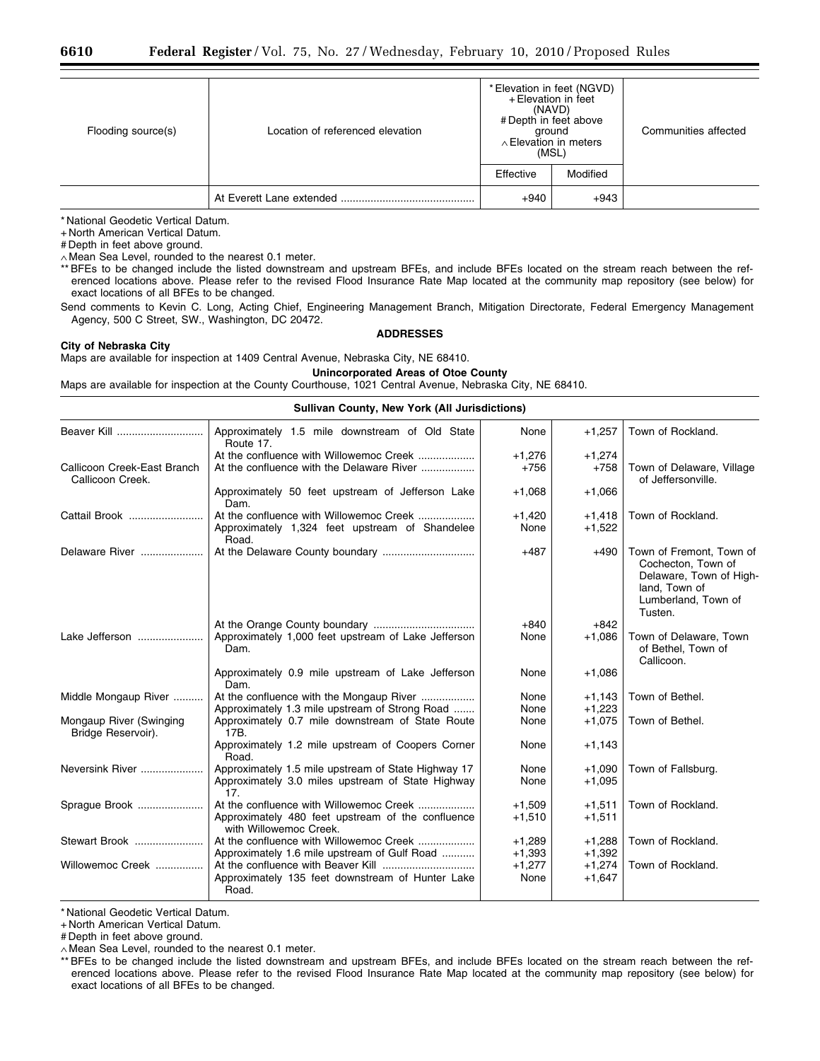| Flooding source(s) | Location of referenced elevation | * Elevation in feet (NGVD) + Elevation in feet (NAVD) # Depth in feet above ground ∧ Elevation in meters (MSL) | | Communities affected |
|---|---|---|---|---|
| | | Effective | Modified | |
| | At Everett Lane extended | +940 | +943 | |

\* National Geodetic Vertical Datum.
\+ North American Vertical Datum.
\# Depth in feet above ground.
∧ Mean Sea Level, rounded to the nearest 0.1 meter.
\*\* BFEs to be changed include the listed downstream and upstream BFEs, and include BFEs located on the stream reach between the referenced locations above. Please refer to the revised Flood Insurance Rate Map located at the community map repository (see below) for exact locations of all BFEs to be changed.

Send comments to Kevin C. Long, Acting Chief, Engineering Management Branch, Mitigation Directorate, Federal Emergency Management Agency, 500 C Street, SW., Washington, DC 20472.

**ADDRESSES**

**City of Nebraska City**

Maps are available for inspection at 1409 Central Avenue, Nebraska City, NE 68410.

**Unincorporated Areas of Otoe County**

Maps are available for inspection at the County Courthouse, 1021 Central Avenue, Nebraska City, NE 68410.

**Sullivan County, New York (All Jurisdictions)**

| Flooding source(s) | Location of referenced elevation | Effective | Modified | Communities affected |
|---|---|---|---|---|
| Beaver Kill | Approximately 1.5 mile downstream of Old State Route 17. | None | +1,257 | Town of Rockland. |
| | At the confluence with Willowemoc Creek | +1,276 | +1,274 | |
| Callicoon Creek-East Branch Callicoon Creek. | At the confluence with the Delaware River | +756 | +758 | Town of Delaware, Village of Jeffersonville. |
| | Approximately 50 feet upstream of Jefferson Lake Dam. | +1,068 | +1,066 | |
| Cattail Brook | At the confluence with Willowemoc Creek | +1,420 | +1,418 | Town of Rockland. |
| | Approximately 1,324 feet upstream of Shandelee Road. | None | +1,522 | |
| Delaware River | At the Delaware County boundary | +487 | +490 | Town of Fremont, Town of Cochecton, Town of Delaware, Town of Highland, Town of Lumberland, Town of Tusten. |
| | At the Orange County boundary | +840 | +842 | |
| Lake Jefferson | Approximately 1,000 feet upstream of Lake Jefferson Dam. | None | +1,086 | Town of Delaware, Town of Bethel, Town of Callicoon. |
| | Approximately 0.9 mile upstream of Lake Jefferson Dam. | None | +1,086 | |
| Middle Mongaup River | At the confluence with the Mongaup River | None | +1,143 | Town of Bethel. |
| | Approximately 1.3 mile upstream of Strong Road | None | +1,223 | |
| Mongaup River (Swinging Bridge Reservoir). | Approximately 0.7 mile downstream of State Route 17B. | None | +1,075 | Town of Bethel. |
| | Approximately 1.2 mile upstream of Coopers Corner Road. | None | +1,143 | |
| Neversink River | Approximately 1.5 mile upstream of State Highway 17 | None | +1,090 | Town of Fallsburg. |
| | Approximately 3.0 miles upstream of State Highway 17. | None | +1,095 | |
| Sprague Brook | At the confluence with Willowemoc Creek | +1,509 | +1,511 | Town of Rockland. |
| | Approximately 480 feet upstream of the confluence with Willowemoc Creek. | +1,510 | +1,511 | |
| Stewart Brook | At the confluence with Willowemoc Creek | +1,289 | +1,288 | Town of Rockland. |
| | Approximately 1.6 mile upstream of Gulf Road | +1,393 | +1,392 | |
| Willowemoc Creek | At the confluence with Beaver Kill | +1,277 | +1,274 | Town of Rockland. |
| | Approximately 135 feet downstream of Hunter Lake Road. | None | +1,647 | |

\* National Geodetic Vertical Datum.
\+ North American Vertical Datum.
\# Depth in feet above ground.
∧ Mean Sea Level, rounded to the nearest 0.1 meter.
\*\* BFEs to be changed include the listed downstream and upstream BFEs, and include BFEs located on the stream reach between the referenced locations above. Please refer to the revised Flood Insurance Rate Map located at the community map repository (see below) for exact locations of all BFEs to be changed.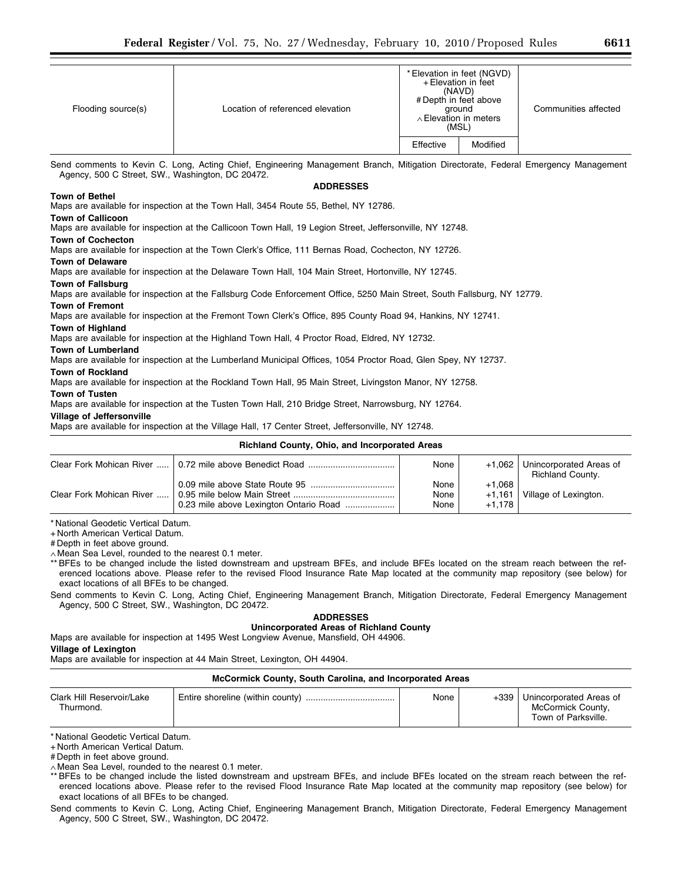| Flooding source(s) | Location of referenced elevation | * Elevation in feet (NGVD) + Elevation in feet (NAVD) # Depth in feet above ground ∧ Elevation in meters (MSL) | | Communities affected |
|---|---|---|---|---|
| | | Effective | Modified | |

Send comments to Kevin C. Long, Acting Chief, Engineering Management Branch, Mitigation Directorate, Federal Emergency Management Agency, 500 C Street, SW., Washington, DC 20472.

**ADDRESSES**

**Town of Bethel**

Maps are available for inspection at the Town Hall, 3454 Route 55, Bethel, NY 12786.

**Town of Callicoon**

Maps are available for inspection at the Callicoon Town Hall, 19 Legion Street, Jeffersonville, NY 12748.

**Town of Cochecton**

Maps are available for inspection at the Town Clerk's Office, 111 Bernas Road, Cochecton, NY 12726.

**Town of Delaware**

Maps are available for inspection at the Delaware Town Hall, 104 Main Street, Hortonville, NY 12745.

**Town of Fallsburg**

Maps are available for inspection at the Fallsburg Code Enforcement Office, 5250 Main Street, South Fallsburg, NY 12779.

**Town of Fremont**

Maps are available for inspection at the Fremont Town Clerk's Office, 895 County Road 94, Hankins, NY 12741.

**Town of Highland**

Maps are available for inspection at the Highland Town Hall, 4 Proctor Road, Eldred, NY 12732.

**Town of Lumberland**

Maps are available for inspection at the Lumberland Municipal Offices, 1054 Proctor Road, Glen Spey, NY 12737.

**Town of Rockland**

Maps are available for inspection at the Rockland Town Hall, 95 Main Street, Livingston Manor, NY 12758.

**Town of Tusten**

Maps are available for inspection at the Tusten Town Hall, 210 Bridge Street, Narrowsburg, NY 12764.

**Village of Jeffersonville**

Maps are available for inspection at the Village Hall, 17 Center Street, Jeffersonville, NY 12748.

**Richland County, Ohio, and Incorporated Areas**

| Flooding source(s) | Location of referenced elevation | Effective | Modified | Communities affected |
|---|---|---|---|---|
| Clear Fork Mohican River | 0.72 mile above Benedict Road | None | +1,062 | Unincorporated Areas of Richland County. |
| | 0.09 mile above State Route 95 | None | +1,068 | |
| Clear Fork Mohican River | 0.95 mile below Main Street | None | +1,161 | Village of Lexington. |
| | 0.23 mile above Lexington Ontario Road | None | +1,178 | |

\* National Geodetic Vertical Datum.
\+ North American Vertical Datum.
\# Depth in feet above ground.
∧ Mean Sea Level, rounded to the nearest 0.1 meter.
\*\* BFEs to be changed include the listed downstream and upstream BFEs, and include BFEs located on the stream reach between the referenced locations above. Please refer to the revised Flood Insurance Rate Map located at the community map repository (see below) for exact locations of all BFEs to be changed.

Send comments to Kevin C. Long, Acting Chief, Engineering Management Branch, Mitigation Directorate, Federal Emergency Management Agency, 500 C Street, SW., Washington, DC 20472.

**ADDRESSES**

**Unincorporated Areas of Richland County**

Maps are available for inspection at 1495 West Longview Avenue, Mansfield, OH 44906.

**Village of Lexington**

Maps are available for inspection at 44 Main Street, Lexington, OH 44904.

**McCormick County, South Carolina, and Incorporated Areas**

| Flooding source(s) | Location of referenced elevation | Effective | Modified | Communities affected |
|---|---|---|---|---|
| Clark Hill Reservoir/Lake Thurmond. | Entire shoreline (within county) | None | +339 | Unincorporated Areas of McCormick County, Town of Parksville. |

\* National Geodetic Vertical Datum.
\+ North American Vertical Datum.
\# Depth in feet above ground.
∧ Mean Sea Level, rounded to the nearest 0.1 meter.
\*\* BFEs to be changed include the listed downstream and upstream BFEs, and include BFEs located on the stream reach between the referenced locations above. Please refer to the revised Flood Insurance Rate Map located at the community map repository (see below) for exact locations of all BFEs to be changed.

Send comments to Kevin C. Long, Acting Chief, Engineering Management Branch, Mitigation Directorate, Federal Emergency Management Agency, 500 C Street, SW., Washington, DC 20472.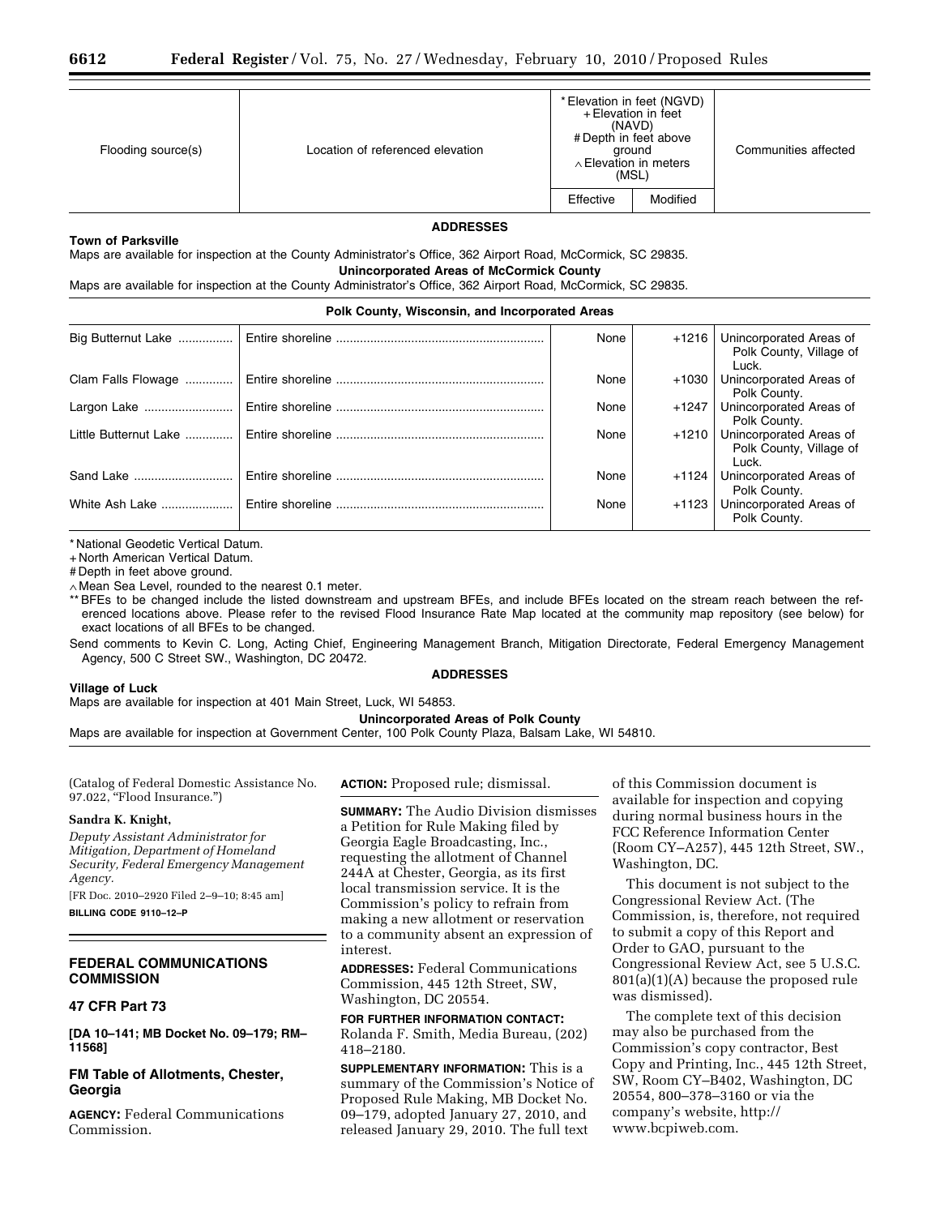| Flooding source(s) | Location of referenced elevation | * Elevation in feet (NGVD) + Elevation in feet (NAVD) # Depth in feet above ground ∧ Elevation in meters (MSL) | | Communities affected |
|---|---|---|---|---|
| | | Effective | Modified | |

**ADDRESSES**

**Town of Parksville**

Maps are available for inspection at the County Administrator's Office, 362 Airport Road, McCormick, SC 29835.

**Unincorporated Areas of McCormick County**

Maps are available for inspection at the County Administrator's Office, 362 Airport Road, McCormick, SC 29835.

| Polk County, Wisconsin, and Incorporated Areas | | | | |
|---|---|---|---|---|
| Big Butternut Lake | Entire shoreline | None | +1216 | Unincorporated Areas of Polk County, Village of Luck. |
| Clam Falls Flowage | Entire shoreline | None | +1030 | Unincorporated Areas of Polk County. |
| Largon Lake | Entire shoreline | None | +1247 | Unincorporated Areas of Polk County. |
| Little Butternut Lake | Entire shoreline | None | +1210 | Unincorporated Areas of Polk County, Village of Luck. |
| Sand Lake | Entire shoreline | None | +1124 | Unincorporated Areas of Polk County. |
| White Ash Lake | Entire shoreline | None | +1123 | Unincorporated Areas of Polk County. |

\* National Geodetic Vertical Datum.

\+ North American Vertical Datum.

\# Depth in feet above ground.

∧ Mean Sea Level, rounded to the nearest 0.1 meter.

** BFEs to be changed include the listed downstream and upstream BFEs, and include BFEs located on the stream reach between the referenced locations above. Please refer to the revised Flood Insurance Rate Map located at the community map repository (see below) for exact locations of all BFEs to be changed.

Send comments to Kevin C. Long, Acting Chief, Engineering Management Branch, Mitigation Directorate, Federal Emergency Management Agency, 500 C Street SW., Washington, DC 20472.

**ADDRESSES**

**Village of Luck**

Maps are available for inspection at 401 Main Street, Luck, WI 54853.

**Unincorporated Areas of Polk County**

Maps are available for inspection at Government Center, 100 Polk County Plaza, Balsam Lake, WI 54810.

(Catalog of Federal Domestic Assistance No. 97.022, "Flood Insurance.")

**Sandra K. Knight,**

*Deputy Assistant Administrator for Mitigation, Department of Homeland Security, Federal Emergency Management Agency.*

[FR Doc. 2010–2920 Filed 2–9–10; 8:45 am]

**BILLING CODE 9110–12–P**

## FEDERAL COMMUNICATIONS COMMISSION

### 47 CFR Part 73

**[DA 10–141; MB Docket No. 09–179; RM–11568]**

### FM Table of Allotments, Chester, Georgia

**AGENCY:** Federal Communications Commission.

**ACTION:** Proposed rule; dismissal.

**SUMMARY:** The Audio Division dismisses a Petition for Rule Making filed by Georgia Eagle Broadcasting, Inc., requesting the allotment of Channel 244A at Chester, Georgia, as its first local transmission service. It is the Commission's policy to refrain from making a new allotment or reservation to a community absent an expression of interest.

**ADDRESSES:** Federal Communications Commission, 445 12th Street, SW, Washington, DC 20554.

**FOR FURTHER INFORMATION CONTACT:** Rolanda F. Smith, Media Bureau, (202) 418–2180.

**SUPPLEMENTARY INFORMATION:** This is a summary of the Commission's Notice of Proposed Rule Making, MB Docket No. 09–179, adopted January 27, 2010, and released January 29, 2010. The full text of this Commission document is available for inspection and copying during normal business hours in the FCC Reference Information Center (Room CY–A257), 445 12th Street, SW., Washington, DC.

This document is not subject to the Congressional Review Act. (The Commission, is, therefore, not required to submit a copy of this Report and Order to GAO, pursuant to the Congressional Review Act, see 5 U.S.C. 801(a)(1)(A) because the proposed rule was dismissed).

The complete text of this decision may also be purchased from the Commission's copy contractor, Best Copy and Printing, Inc., 445 12th Street, SW, Room CY–B402, Washington, DC 20554, 800–378–3160 or via the company's website, http://www.bcpiweb.com.